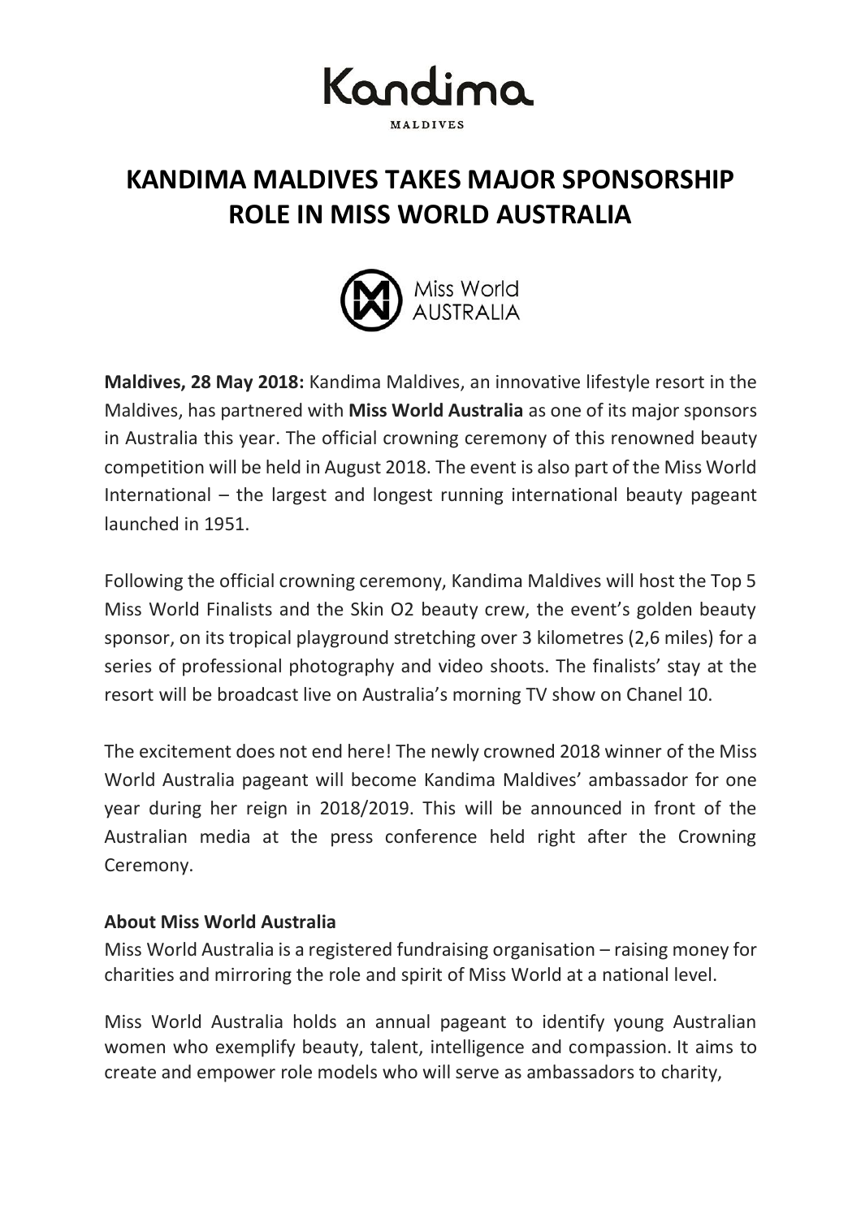Kandima

MALDIVES

# KANDIMA MALDIVES TAKES MAJOR SPONSORSHIP ROLE IN MISS WORLD AUSTRALIA

Miss World AUSTRALIA

**Maldives, 28 May 2018:** Kandima Maldives, an innovative lifestyle resort in the Maldives, has partnered with **Miss World Australia** as one of its major sponsors in Australia this year. The official crowning ceremony of this renowned beauty competition will be held in August 2018. The event is also part of the Miss World International – the largest and longest running international beauty pageant launched in 1951.

Following the official crowning ceremony, Kandima Maldives will host the Top 5 Miss World Finalists and the Skin O2 beauty crew, the event's golden beauty sponsor, on its tropical playground stretching over 3 kilometres (2,6 miles) for a series of professional photography and video shoots. The finalists' stay at the resort will be broadcast live on Australia's morning TV show on Chanel 10.

The excitement does not end here! The newly crowned 2018 winner of the Miss World Australia pageant will become Kandima Maldives' ambassador for one year during her reign in 2018/2019. This will be announced in front of the Australian media at the press conference held right after the Crowning Ceremony.

**About Miss World Australia**

Miss World Australia is a registered fundraising organisation – raising money for charities and mirroring the role and spirit of Miss World at a national level.

Miss World Australia holds an annual pageant to identify young Australian women who exemplify beauty, talent, intelligence and compassion. It aims to create and empower role models who will serve as ambassadors to charity,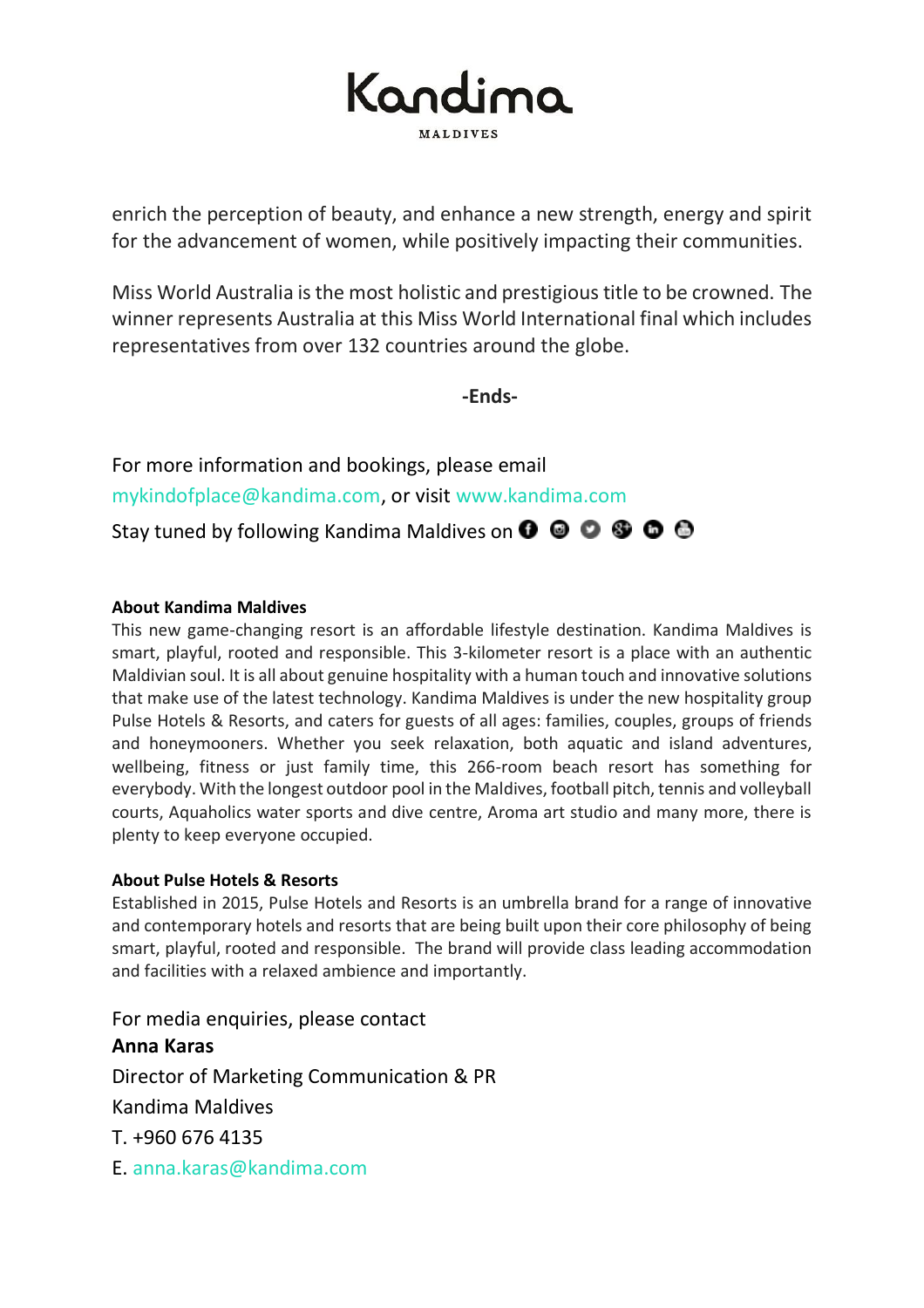enrich the perception of beauty, and enhance a new strength, energy and spirit for the advancement of women, while positively impacting their communities.

Miss World Australia is the most holistic and prestigious title to be crowned. The winner represents Australia at this Miss World International final which includes representatives from over 132 countries around the globe.

**-Ends-**

For more information and bookings, please email mykindofplace@kandima.com, or visit www.kandima.com

Stay tuned by following Kandima Maldives on

**About Kandima Maldives**

This new game-changing resort is an affordable lifestyle destination. Kandima Maldives is smart, playful, rooted and responsible. This 3-kilometer resort is a place with an authentic Maldivian soul. It is all about genuine hospitality with a human touch and innovative solutions that make use of the latest technology. Kandima Maldives is under the new hospitality group Pulse Hotels & Resorts, and caters for guests of all ages: families, couples, groups of friends and honeymooners. Whether you seek relaxation, both aquatic and island adventures, wellbeing, fitness or just family time, this 266-room beach resort has something for everybody. With the longest outdoor pool in the Maldives, football pitch, tennis and volleyball courts, Aquaholics water sports and dive centre, Aroma art studio and many more, there is plenty to keep everyone occupied.

**About Pulse Hotels & Resorts**

Established in 2015, Pulse Hotels and Resorts is an umbrella brand for a range of innovative and contemporary hotels and resorts that are being built upon their core philosophy of being smart, playful, rooted and responsible. The brand will provide class leading accommodation and facilities with a relaxed ambience and importantly.

For media enquiries, please contact

**Anna Karas**

Director of Marketing Communication & PR

Kandima Maldives

T. +960 676 4135

E. anna.karas@kandima.com